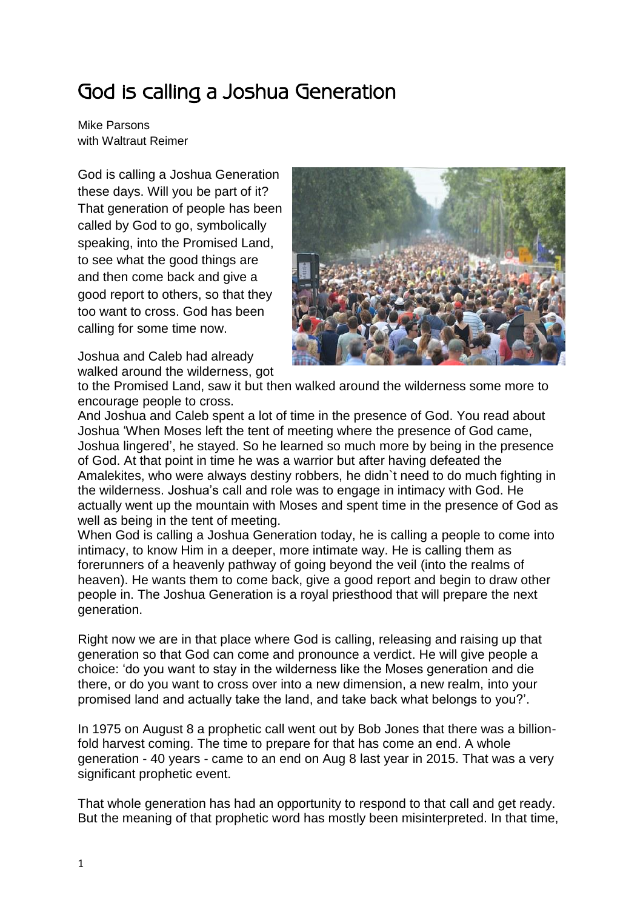# God is calling a Joshua Generation

Mike Parsons
with Waltraut Reimer

God is calling a Joshua Generation these days. Will you be part of it? That generation of people has been called by God to go, symbolically speaking, into the Promised Land, to see what the good things are and then come back and give a good report to others, so that they too want to cross. God has been calling for some time now.

Joshua and Caleb had already walked around the wilderness, got to the Promised Land, saw it but then walked around the wilderness some more to encourage people to cross.
And Joshua and Caleb spent a lot of time in the presence of God. You read about Joshua 'When Moses left the tent of meeting where the presence of God came, Joshua lingered', he stayed. So he learned so much more by being in the presence of God. At that point in time he was a warrior but after having defeated the Amalekites, who were always destiny robbers, he didn`t need to do much fighting in the wilderness. Joshua's call and role was to engage in intimacy with God. He actually went up the mountain with Moses and spent time in the presence of God as well as being in the tent of meeting.
When God is calling a Joshua Generation today, he is calling a people to come into intimacy, to know Him in a deeper, more intimate way. He is calling them as forerunners of a heavenly pathway of going beyond the veil (into the realms of heaven). He wants them to come back, give a good report and begin to draw other people in. The Joshua Generation is a royal priesthood that will prepare the next generation.

Right now we are in that place where God is calling, releasing and raising up that generation so that God can come and pronounce a verdict. He will give people a choice: 'do you want to stay in the wilderness like the Moses generation and die there, or do you want to cross over into a new dimension, a new realm, into your promised land and actually take the land, and take back what belongs to you?'.

In 1975 on August 8 a prophetic call went out by Bob Jones that there was a billion-fold harvest coming. The time to prepare for that has come an end. A whole generation - 40 years - came to an end on Aug 8 last year in 2015. That was a very significant prophetic event.

That whole generation has had an opportunity to respond to that call and get ready. But the meaning of that prophetic word has mostly been misinterpreted. In that time,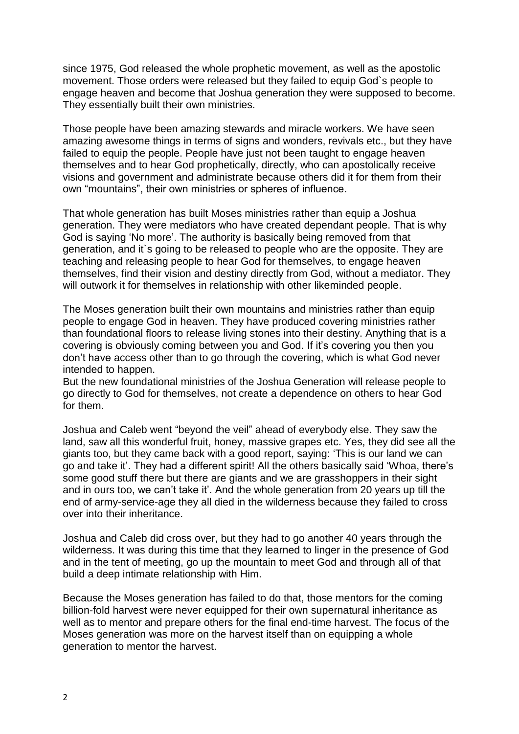since 1975, God released the whole prophetic movement, as well as the apostolic movement. Those orders were released but they failed to equip God`s people to engage heaven and become that Joshua generation they were supposed to become. They essentially built their own ministries.

Those people have been amazing stewards and miracle workers. We have seen amazing awesome things in terms of signs and wonders, revivals etc., but they have failed to equip the people. People have just not been taught to engage heaven themselves and to hear God prophetically, directly, who can apostolically receive visions and government and administrate because others did it for them from their own "mountains", their own ministries or spheres of influence.

That whole generation has built Moses ministries rather than equip a Joshua generation. They were mediators who have created dependant people. That is why God is saying 'No more'. The authority is basically being removed from that generation, and it`s going to be released to people who are the opposite. They are teaching and releasing people to hear God for themselves, to engage heaven themselves, find their vision and destiny directly from God, without a mediator. They will outwork it for themselves in relationship with other likeminded people.

The Moses generation built their own mountains and ministries rather than equip people to engage God in heaven. They have produced covering ministries rather than foundational floors to release living stones into their destiny. Anything that is a covering is obviously coming between you and God. If it's covering you then you don't have access other than to go through the covering, which is what God never intended to happen.
But the new foundational ministries of the Joshua Generation will release people to go directly to God for themselves, not create a dependence on others to hear God for them.

Joshua and Caleb went "beyond the veil" ahead of everybody else. They saw the land, saw all this wonderful fruit, honey, massive grapes etc. Yes, they did see all the giants too, but they came back with a good report, saying: 'This is our land we can go and take it'. They had a different spirit! All the others basically said 'Whoa, there's some good stuff there but there are giants and we are grasshoppers in their sight and in ours too, we can't take it'. And the whole generation from 20 years up till the end of army-service-age they all died in the wilderness because they failed to cross over into their inheritance.

Joshua and Caleb did cross over, but they had to go another 40 years through the wilderness. It was during this time that they learned to linger in the presence of God and in the tent of meeting, go up the mountain to meet God and through all of that build a deep intimate relationship with Him.

Because the Moses generation has failed to do that, those mentors for the coming billion-fold harvest were never equipped for their own supernatural inheritance as well as to mentor and prepare others for the final end-time harvest. The focus of the Moses generation was more on the harvest itself than on equipping a whole generation to mentor the harvest.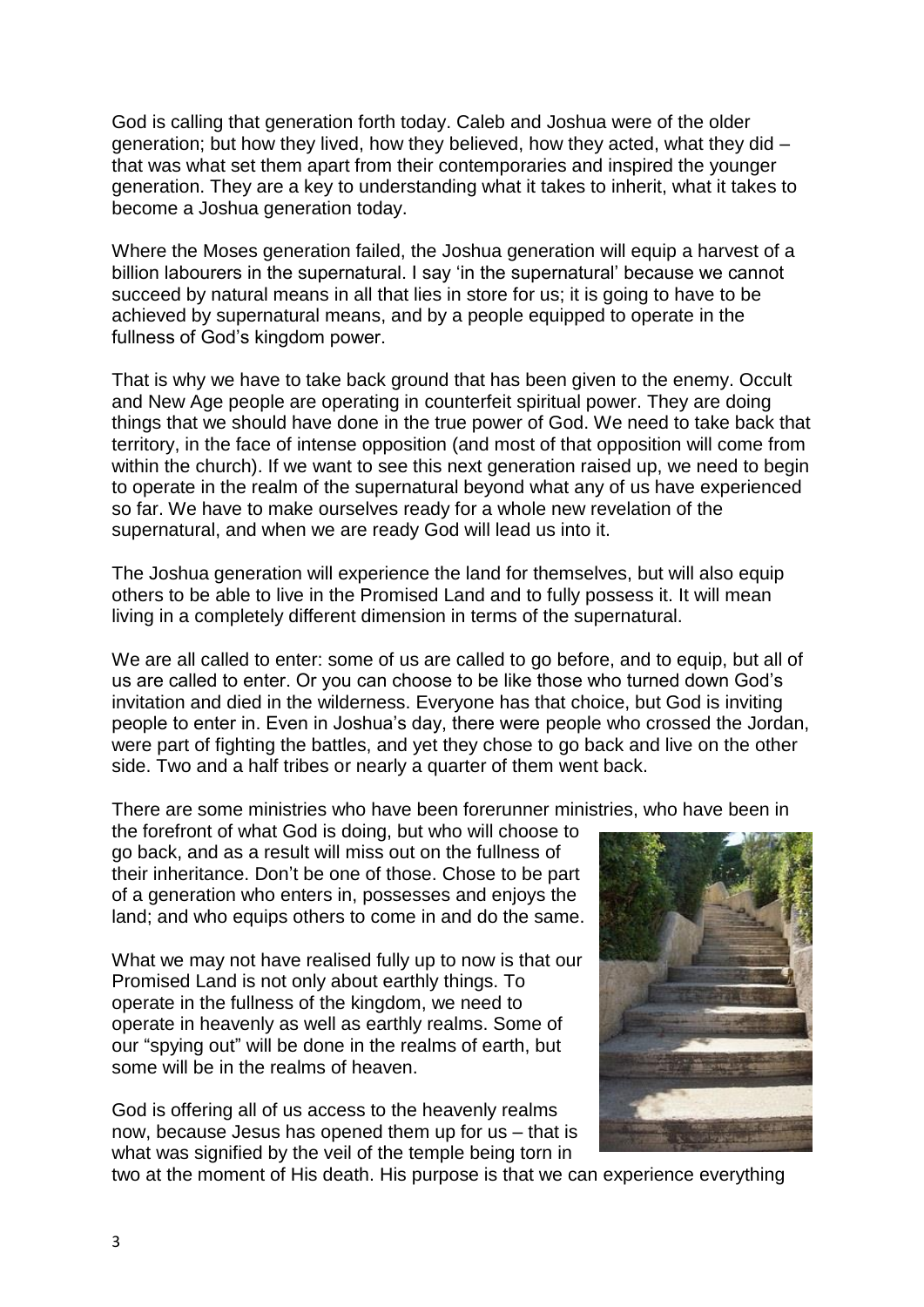God is calling that generation forth today. Caleb and Joshua were of the older generation; but how they lived, how they believed, how they acted, what they did – that was what set them apart from their contemporaries and inspired the younger generation. They are a key to understanding what it takes to inherit, what it takes to become a Joshua generation today.

Where the Moses generation failed, the Joshua generation will equip a harvest of a billion labourers in the supernatural. I say 'in the supernatural' because we cannot succeed by natural means in all that lies in store for us; it is going to have to be achieved by supernatural means, and by a people equipped to operate in the fullness of God's kingdom power.

That is why we have to take back ground that has been given to the enemy. Occult and New Age people are operating in counterfeit spiritual power. They are doing things that we should have done in the true power of God. We need to take back that territory, in the face of intense opposition (and most of that opposition will come from within the church). If we want to see this next generation raised up, we need to begin to operate in the realm of the supernatural beyond what any of us have experienced so far. We have to make ourselves ready for a whole new revelation of the supernatural, and when we are ready God will lead us into it.

The Joshua generation will experience the land for themselves, but will also equip others to be able to live in the Promised Land and to fully possess it. It will mean living in a completely different dimension in terms of the supernatural.

We are all called to enter: some of us are called to go before, and to equip, but all of us are called to enter. Or you can choose to be like those who turned down God's invitation and died in the wilderness. Everyone has that choice, but God is inviting people to enter in. Even in Joshua's day, there were people who crossed the Jordan, were part of fighting the battles, and yet they chose to go back and live on the other side. Two and a half tribes or nearly a quarter of them went back.

There are some ministries who have been forerunner ministries, who have been in the forefront of what God is doing, but who will choose to go back, and as a result will miss out on the fullness of their inheritance. Don't be one of those. Chose to be part of a generation who enters in, possesses and enjoys the land; and who equips others to come in and do the same.

What we may not have realised fully up to now is that our Promised Land is not only about earthly things. To operate in the fullness of the kingdom, we need to operate in heavenly as well as earthly realms. Some of our "spying out" will be done in the realms of earth, but some will be in the realms of heaven.

God is offering all of us access to the heavenly realms now, because Jesus has opened them up for us – that is what was signified by the veil of the temple being torn in two at the moment of His death. His purpose is that we can experience everything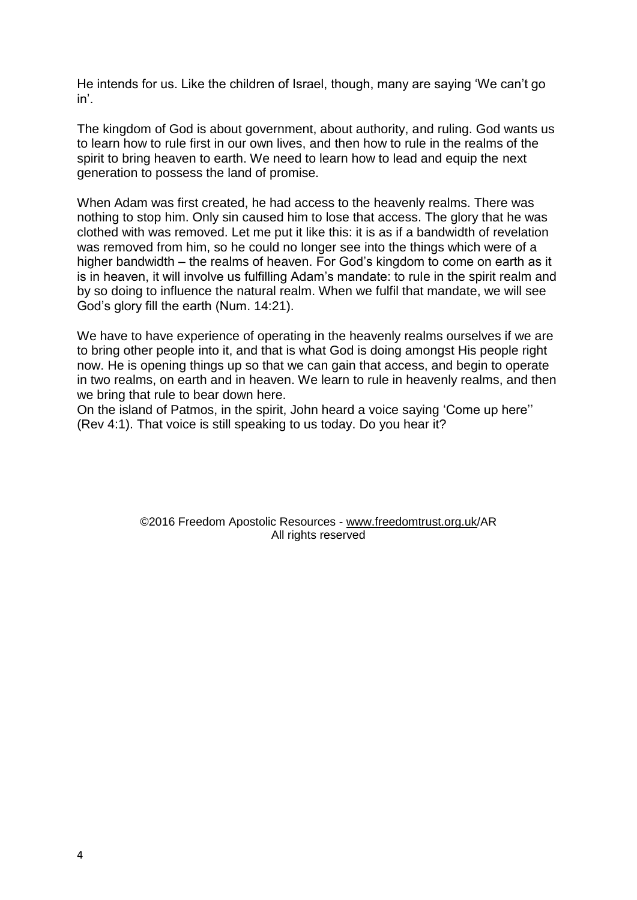He intends for us. Like the children of Israel, though, many are saying 'We can't go in'.

The kingdom of God is about government, about authority, and ruling. God wants us to learn how to rule first in our own lives, and then how to rule in the realms of the spirit to bring heaven to earth. We need to learn how to lead and equip the next generation to possess the land of promise.

When Adam was first created, he had access to the heavenly realms. There was nothing to stop him. Only sin caused him to lose that access. The glory that he was clothed with was removed. Let me put it like this: it is as if a bandwidth of revelation was removed from him, so he could no longer see into the things which were of a higher bandwidth – the realms of heaven. For God's kingdom to come on earth as it is in heaven, it will involve us fulfilling Adam's mandate: to rule in the spirit realm and by so doing to influence the natural realm. When we fulfil that mandate, we will see God's glory fill the earth (Num. 14:21).

We have to have experience of operating in the heavenly realms ourselves if we are to bring other people into it, and that is what God is doing amongst His people right now. He is opening things up so that we can gain that access, and begin to operate in two realms, on earth and in heaven. We learn to rule in heavenly realms, and then we bring that rule to bear down here.
On the island of Patmos, in the spirit, John heard a voice saying 'Come up here'' (Rev 4:1). That voice is still speaking to us today. Do you hear it?

©2016 Freedom Apostolic Resources - www.freedomtrust.org.uk/AR
All rights reserved